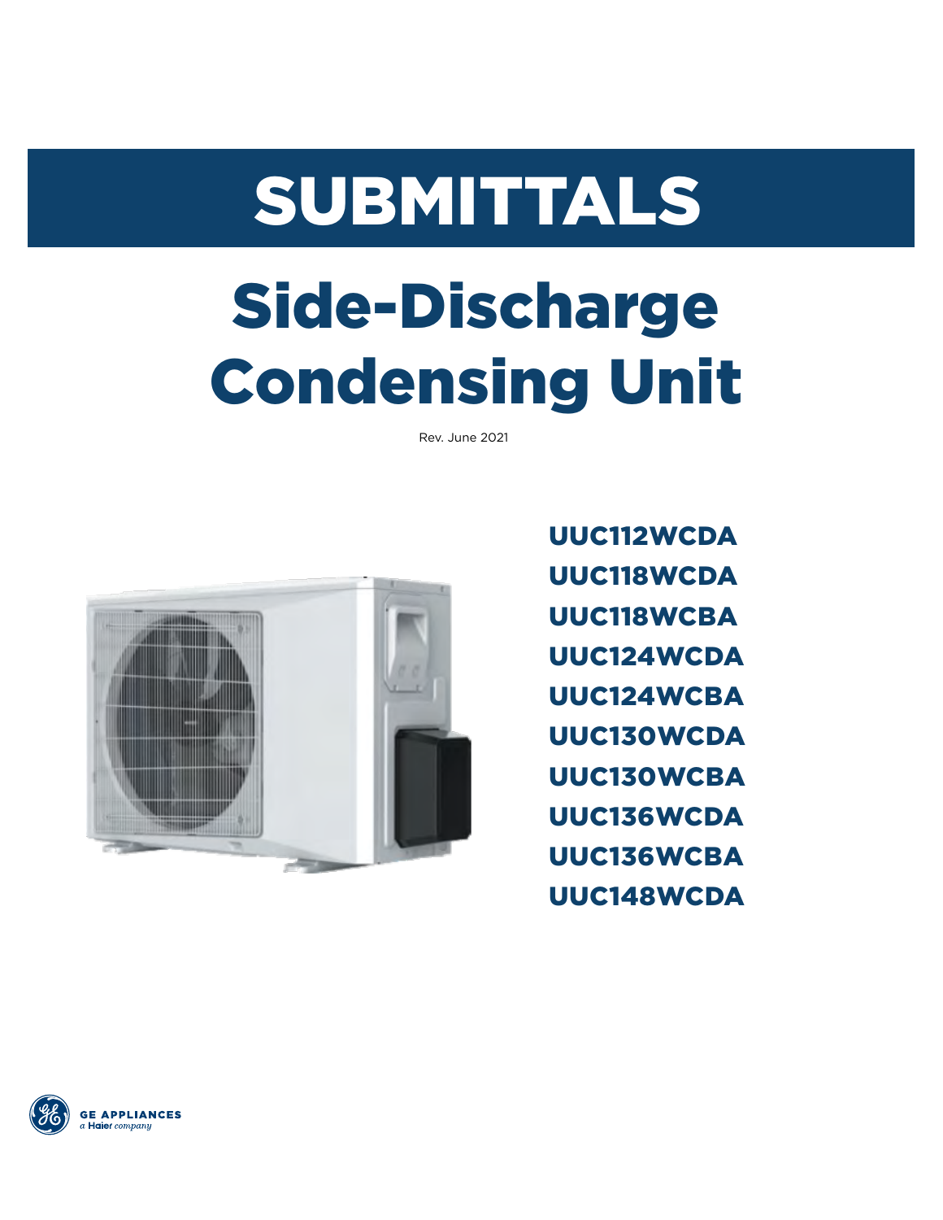# SUBMITTALS

# Side-Discharge Condensing Unit

Rev. June 2021

**UUC112WCDA**
**UUC118WCDA**
**UUC118WCBA**
**UUC124WCDA**
**UUC124WCBA**
**UUC130WCDA**
**UUC130WCBA**
**UUC136WCDA**
**UUC136WCBA**
**UUC148WCDA**

GE APPLIANCES
a Haier company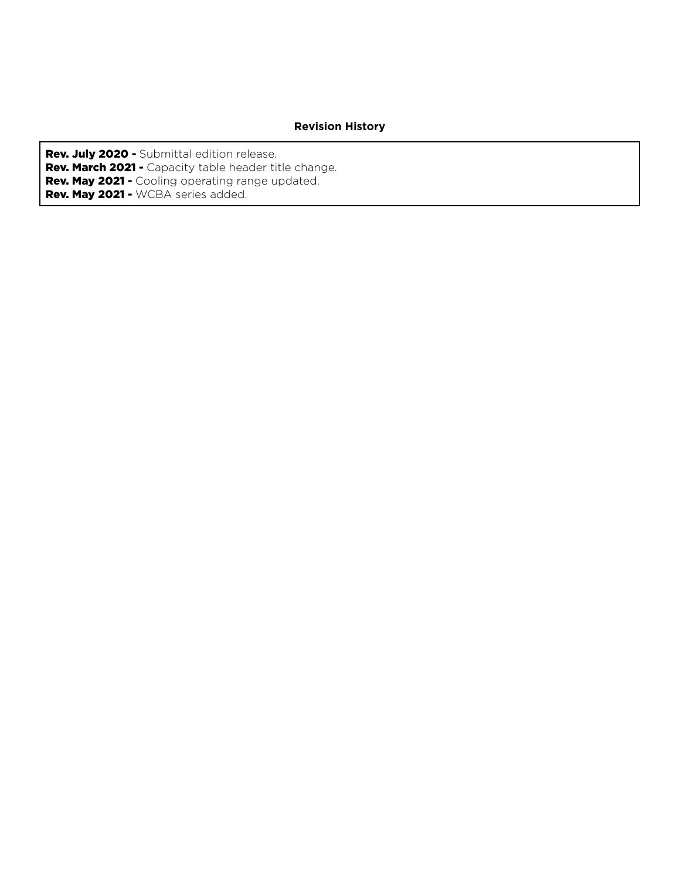## Revision History

**Rev. July 2020 -** Submittal edition release.
**Rev. March 2021 -** Capacity table header title change.
**Rev. May 2021 -** Cooling operating range updated.
**Rev. May 2021 -** WCBA series added.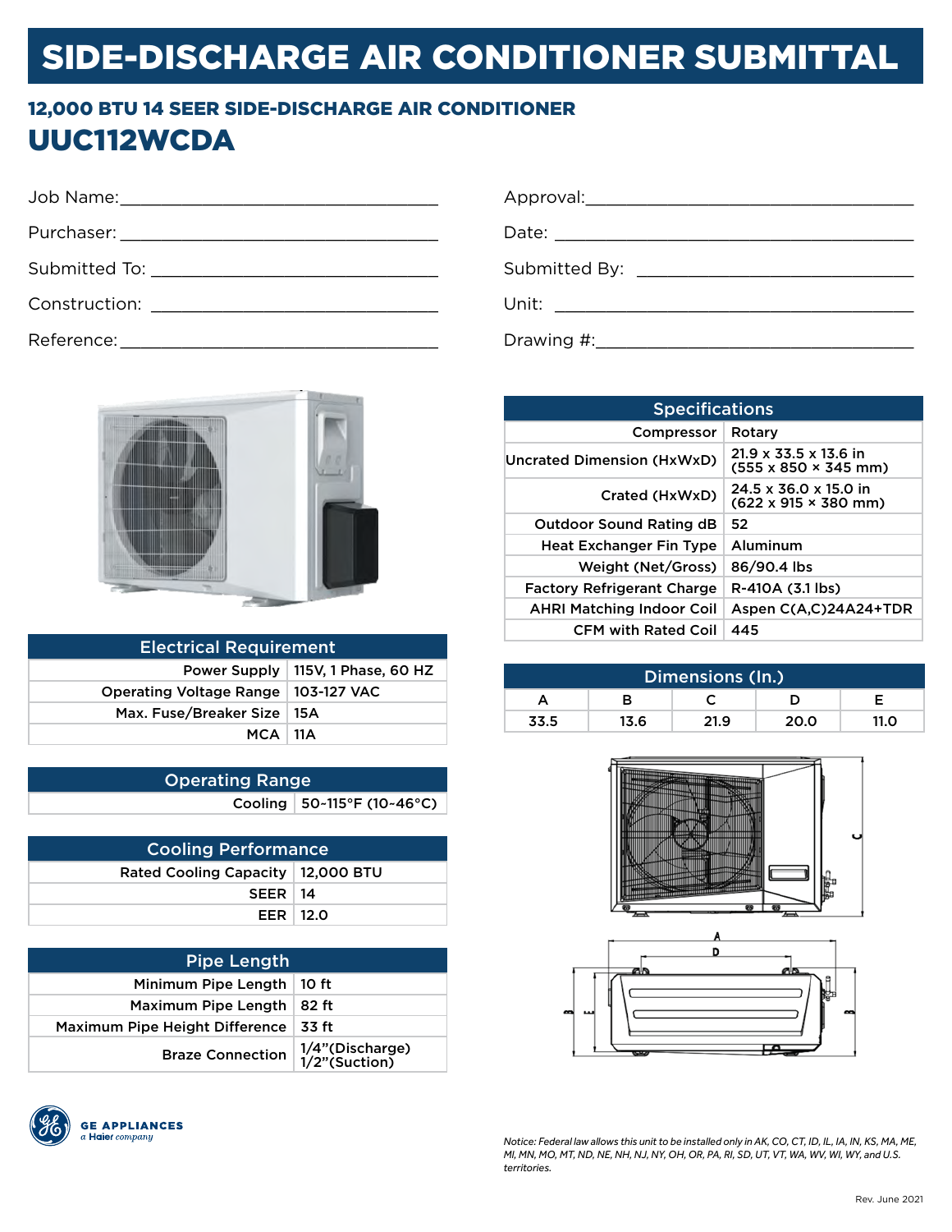# SIDE-DISCHARGE AIR CONDITIONER SUBMITTAL

## 12,000 BTU 14 SEER SIDE-DISCHARGE AIR CONDITIONER

# UUC112WCDA

Job Name:_______________________________

Purchaser: _______________________________

Submitted To: ____________________________

Construction: ____________________________

Reference:_______________________________

Approval:_______________________________

Date: _________________________________

Submitted By: ___________________________

Unit: _________________________________

Drawing #:______________________________

| Electrical Requirement | |
|---|---|
| Power Supply | 115V, 1 Phase, 60 HZ |
| Operating Voltage Range | 103-127 VAC |
| Max. Fuse/Breaker Size | 15A |
| MCA | 11A |

| Operating Range | |
|---|---|
| Cooling | 50-115°F (10-46°C) |

| Cooling Performance | |
|---|---|
| Rated Cooling Capacity | 12,000 BTU |
| SEER | 14 |
| EER | 12.0 |

| Pipe Length | |
|---|---|
| Minimum Pipe Length | 10 ft |
| Maximum Pipe Length | 82 ft |
| Maximum Pipe Height Difference | 33 ft |
| Braze Connection | 1/4"(Discharge) 1/2"(Suction) |

| Specifications | |
|---|---|
| Compressor | Rotary |
| Uncrated Dimension (HxWxD) | 21.9 x 33.5 x 13.6 in (555 x 850 × 345 mm) |
| Crated (HxWxD) | 24.5 x 36.0 x 15.0 in (622 x 915 × 380 mm) |
| Outdoor Sound Rating dB | 52 |
| Heat Exchanger Fin Type | Aluminum |
| Weight (Net/Gross) | 86/90.4 lbs |
| Factory Refrigerant Charge | R-410A (3.1 lbs) |
| AHRI Matching Indoor Coil | Aspen C(A,C)24A24+TDR |
| CFM with Rated Coil | 445 |

| Dimensions (In.) | | | | |
|---|---|---|---|---|
| A | B | C | D | E |
| 33.5 | 13.6 | 21.9 | 20.0 | 11.0 |

GE APPLIANCES
*a Haier company*

*Notice: Federal law allows this unit to be installed only in AK, CO, CT, ID, IL, IA, IN, KS, MA, ME, MI, MN, MO, MT, ND, NE, NH, NJ, NY, OH, OR, PA, RI, SD, UT, VT, WA, WV, WI, WY, and U.S. territories.*

Rev. June 2021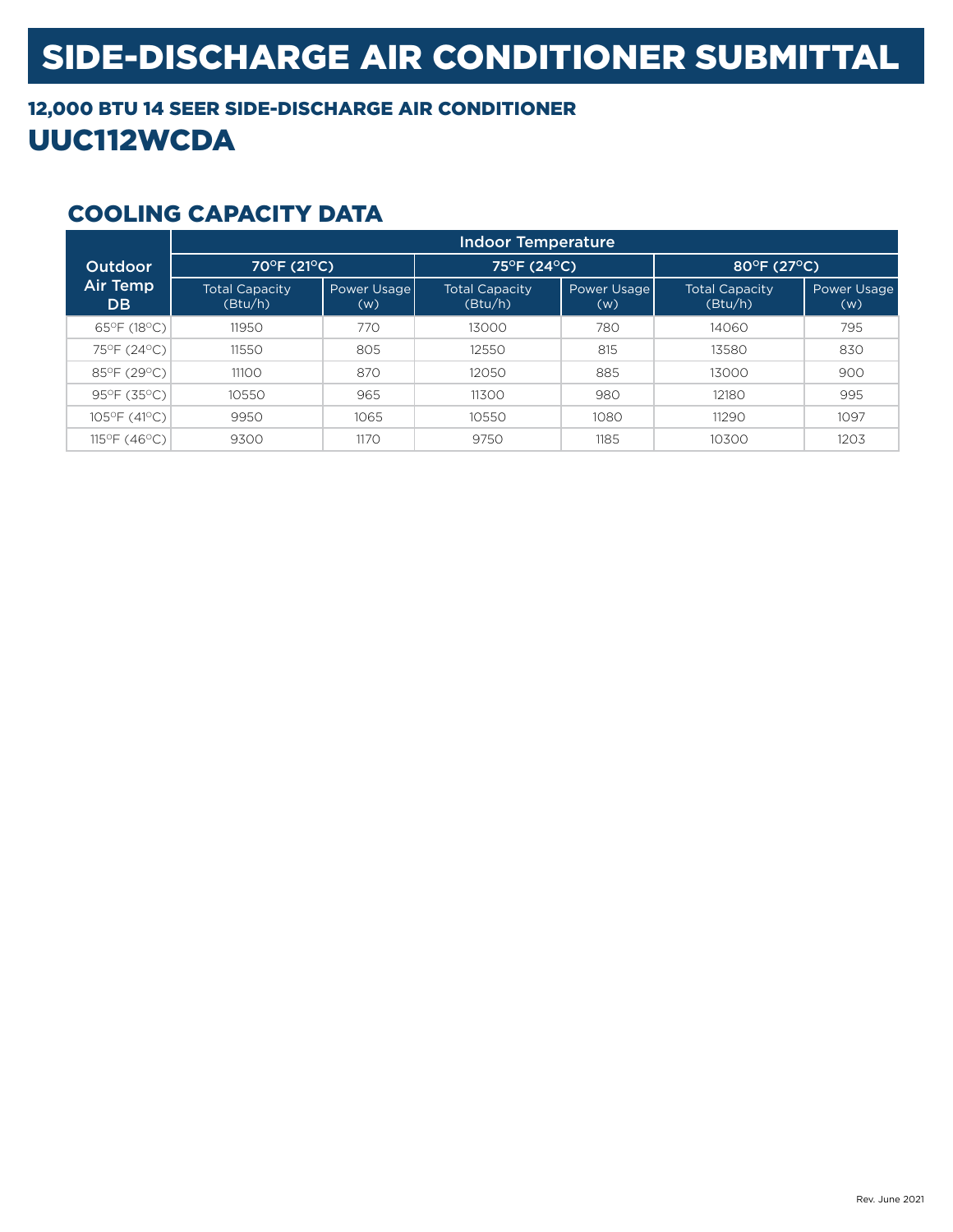# SIDE-DISCHARGE AIR CONDITIONER SUBMITTAL

## 12,000 BTU 14 SEER SIDE-DISCHARGE AIR CONDITIONER

# UUC112WCDA

## COOLING CAPACITY DATA

| Outdoor Air Temp DB | Indoor Temperature | | | | | |
|---|---|---|---|---|---|---|
| | 70°F (21°C) | | 75°F (24°C) | | 80°F (27°C) | |
| | Total Capacity (Btu/h) | Power Usage (w) | Total Capacity (Btu/h) | Power Usage (w) | Total Capacity (Btu/h) | Power Usage (w) |
| 65°F (18°C) | 11950 | 770 | 13000 | 780 | 14060 | 795 |
| 75°F (24°C) | 11550 | 805 | 12550 | 815 | 13580 | 830 |
| 85°F (29°C) | 11100 | 870 | 12050 | 885 | 13000 | 900 |
| 95°F (35°C) | 10550 | 965 | 11300 | 980 | 12180 | 995 |
| 105°F (41°C) | 9950 | 1065 | 10550 | 1080 | 11290 | 1097 |
| 115°F (46°C) | 9300 | 1170 | 9750 | 1185 | 10300 | 1203 |

Rev. June 2021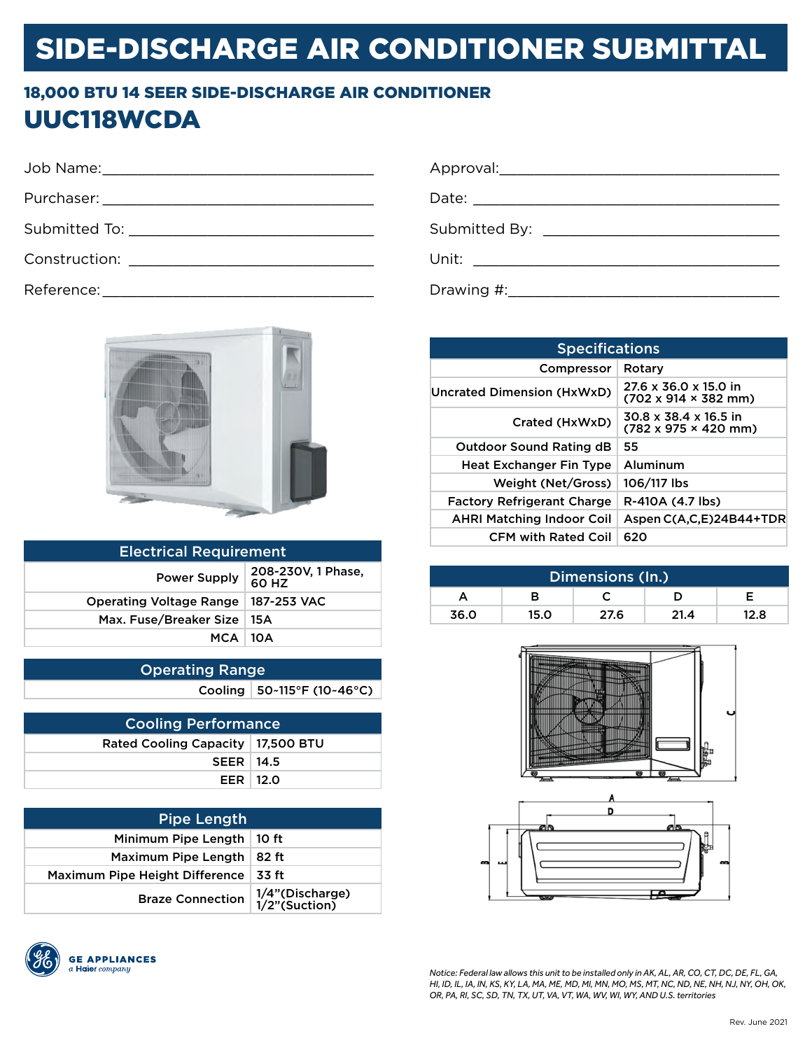# SIDE-DISCHARGE AIR CONDITIONER SUBMITTAL

## 18,000 BTU 14 SEER SIDE-DISCHARGE AIR CONDITIONER

## UUC118WCDA

Job Name:___________________________________

Purchaser: ___________________________________

Submitted To: ________________________________

Construction: ________________________________

Reference:___________________________________

Approval:____________________________________

Date: _______________________________________

Submitted By: ________________________________

Unit: _______________________________________

Drawing #:___________________________________

| Electrical Requirement | |
|---|---|
| Power Supply | 208-230V, 1 Phase, 60 HZ |
| Operating Voltage Range | 187-253 VAC |
| Max. Fuse/Breaker Size | 15A |
| MCA | 10A |

| Operating Range | |
|---|---|
| Cooling | 50-115°F (10-46°C) |

| Cooling Performance | |
|---|---|
| Rated Cooling Capacity | 17,500 BTU |
| SEER | 14.5 |
| EER | 12.0 |

| Pipe Length | |
|---|---|
| Minimum Pipe Length | 10 ft |
| Maximum Pipe Length | 82 ft |
| Maximum Pipe Height Difference | 33 ft |
| Braze Connection | 1/4"(Discharge) 1/2"(Suction) |

| Specifications | |
|---|---|
| Compressor | Rotary |
| Uncrated Dimension (HxWxD) | 27.6 x 36.0 x 15.0 in (702 x 914 × 382 mm) |
| Crated (HxWxD) | 30.8 x 38.4 x 16.5 in (782 x 975 × 420 mm) |
| Outdoor Sound Rating dB | 55 |
| Heat Exchanger Fin Type | Aluminum |
| Weight (Net/Gross) | 106/117 lbs |
| Factory Refrigerant Charge | R-410A (4.7 lbs) |
| AHRI Matching Indoor Coil | Aspen C(A,C,E)24B44+TDR |
| CFM with Rated Coil | 620 |

| Dimensions (In.) | | | | |
|---|---|---|---|---|
| A | B | C | D | E |
| 36.0 | 15.0 | 27.6 | 21.4 | 12.8 |

GE APPLIANCES
*a Haier company*

*Notice: Federal law allows this unit to be installed only in AK, AL, AR, CO, CT, DC, DE, FL, GA, HI, ID, IL, IA, IN, KS, KY, LA, MA, ME, MD, MI, MN, MO, MS, MT, NC, ND, NE, NH, NJ, NY, OH, OK, OR, PA, RI, SC, SD, TN, TX, UT, VA, VT, WA, WV, WI, WY, AND U.S. territories*

Rev. June 2021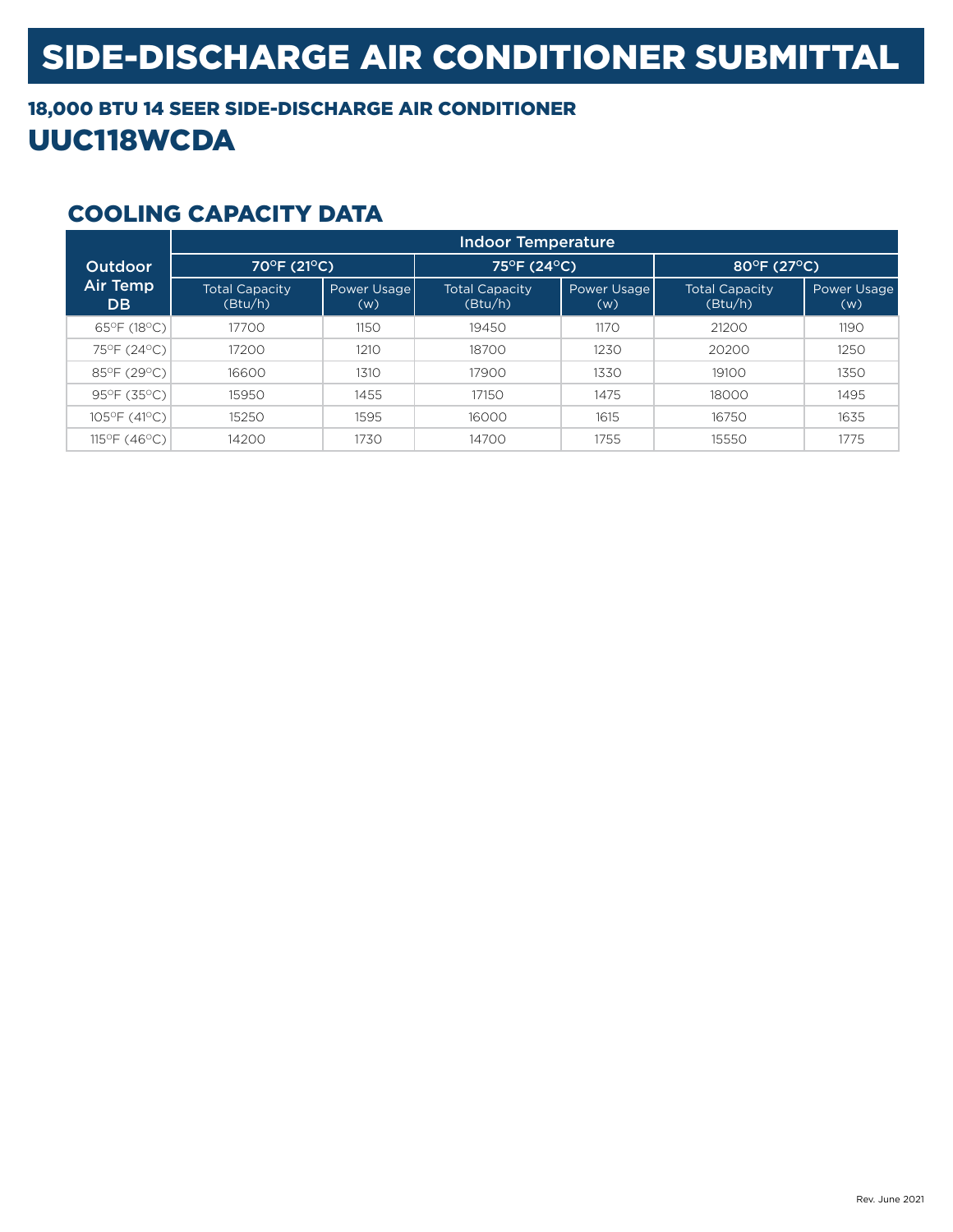# SIDE-DISCHARGE AIR CONDITIONER SUBMITTAL

## 18,000 BTU 14 SEER SIDE-DISCHARGE AIR CONDITIONER

## UUC118WCDA

### COOLING CAPACITY DATA

| Outdoor Air Temp DB | Indoor Temperature | | | | | |
|---|---|---|---|---|---|---|
| | 70°F (21°C) | | 75°F (24°C) | | 80°F (27°C) | |
| | Total Capacity (Btu/h) | Power Usage (w) | Total Capacity (Btu/h) | Power Usage (w) | Total Capacity (Btu/h) | Power Usage (w) |
| 65°F (18°C) | 17700 | 1150 | 19450 | 1170 | 21200 | 1190 |
| 75°F (24°C) | 17200 | 1210 | 18700 | 1230 | 20200 | 1250 |
| 85°F (29°C) | 16600 | 1310 | 17900 | 1330 | 19100 | 1350 |
| 95°F (35°C) | 15950 | 1455 | 17150 | 1475 | 18000 | 1495 |
| 105°F (41°C) | 15250 | 1595 | 16000 | 1615 | 16750 | 1635 |
| 115°F (46°C) | 14200 | 1730 | 14700 | 1755 | 15550 | 1775 |

Rev. June 2021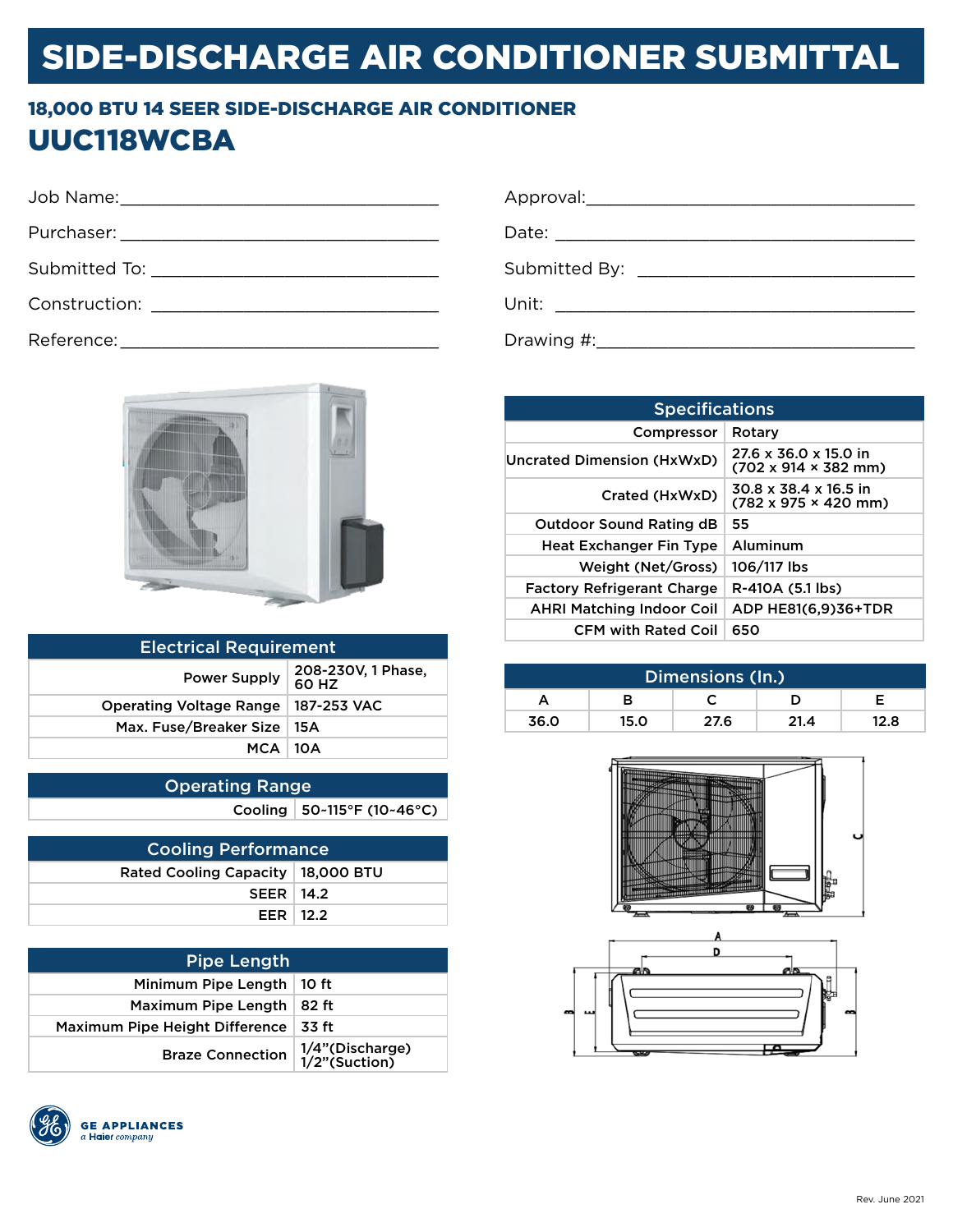# SIDE-DISCHARGE AIR CONDITIONER SUBMITTAL

## 18,000 BTU 14 SEER SIDE-DISCHARGE AIR CONDITIONER

## UUC118WCBA

Job Name:_______________________________

Purchaser: _______________________________

Submitted To: _______________________________

Construction: _______________________________

Reference:_______________________________

Approval:_______________________________

Date: _______________________________

Submitted By: _______________________________

Unit: _______________________________

Drawing #:_______________________________

| Electrical Requirement | |
|---|---|
| Power Supply | 208-230V, 1 Phase, 60 HZ |
| Operating Voltage Range | 187-253 VAC |
| Max. Fuse/Breaker Size | 15A |
| MCA | 10A |

| Operating Range | |
|---|---|
| Cooling | 50-115°F (10-46°C) |

| Cooling Performance | |
|---|---|
| Rated Cooling Capacity | 18,000 BTU |
| SEER | 14.2 |
| EER | 12.2 |

| Pipe Length | |
|---|---|
| Minimum Pipe Length | 10 ft |
| Maximum Pipe Length | 82 ft |
| Maximum Pipe Height Difference | 33 ft |
| Braze Connection | 1/4"(Discharge) 1/2"(Suction) |

| Specifications | |
|---|---|
| Compressor | Rotary |
| Uncrated Dimension (HxWxD) | 27.6 x 36.0 x 15.0 in (702 x 914 × 382 mm) |
| Crated (HxWxD) | 30.8 x 38.4 x 16.5 in (782 x 975 × 420 mm) |
| Outdoor Sound Rating dB | 55 |
| Heat Exchanger Fin Type | Aluminum |
| Weight (Net/Gross) | 106/117 lbs |
| Factory Refrigerant Charge | R-410A (5.1 lbs) |
| AHRI Matching Indoor Coil | ADP HE81(6,9)36+TDR |
| CFM with Rated Coil | 650 |

| Dimensions (In.) | | | | |
|---|---|---|---|---|
| A | B | C | D | E |
| 36.0 | 15.0 | 27.6 | 21.4 | 12.8 |

GE APPLIANCES
a Haier company

Rev. June 2021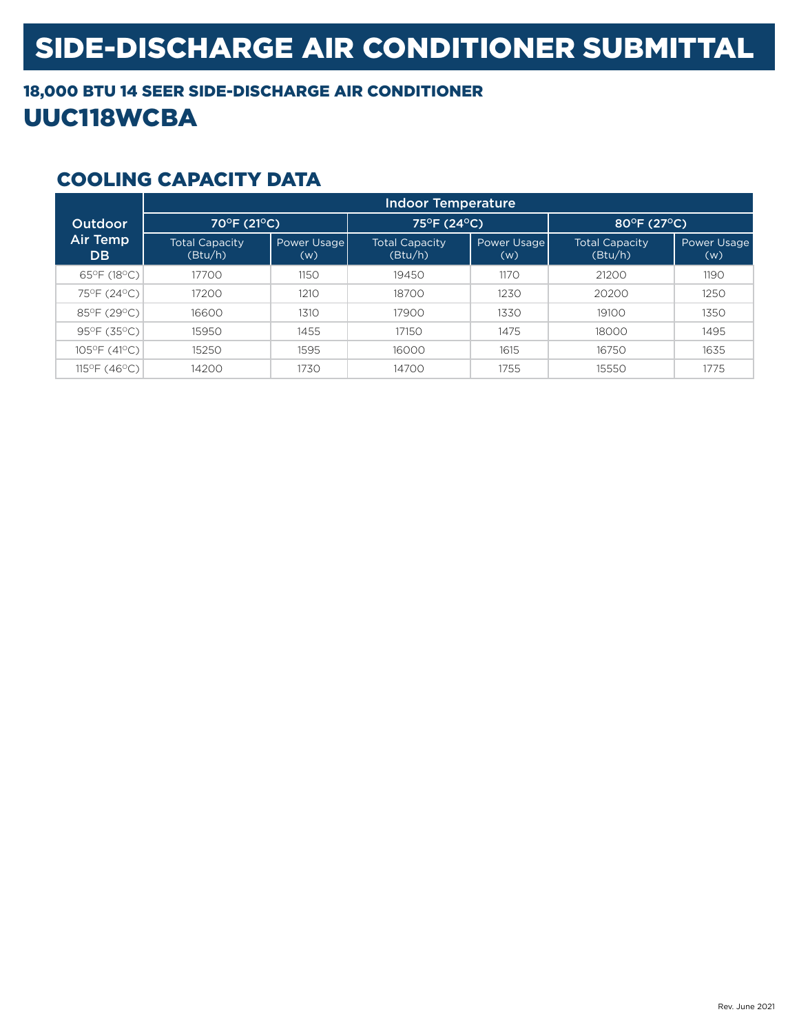# SIDE-DISCHARGE AIR CONDITIONER SUBMITTAL

## 18,000 BTU 14 SEER SIDE-DISCHARGE AIR CONDITIONER

# UUC118WCBA

## COOLING CAPACITY DATA

| Outdoor Air Temp DB | Indoor Temperature | | | | | |
|---|---|---|---|---|---|---|
| | 70°F (21°C) | | 75°F (24°C) | | 80°F (27°C) | |
| | Total Capacity (Btu/h) | Power Usage (w) | Total Capacity (Btu/h) | Power Usage (w) | Total Capacity (Btu/h) | Power Usage (w) |
| 65°F (18°C) | 17700 | 1150 | 19450 | 1170 | 21200 | 1190 |
| 75°F (24°C) | 17200 | 1210 | 18700 | 1230 | 20200 | 1250 |
| 85°F (29°C) | 16600 | 1310 | 17900 | 1330 | 19100 | 1350 |
| 95°F (35°C) | 15950 | 1455 | 17150 | 1475 | 18000 | 1495 |
| 105°F (41°C) | 15250 | 1595 | 16000 | 1615 | 16750 | 1635 |
| 115°F (46°C) | 14200 | 1730 | 14700 | 1755 | 15550 | 1775 |

Rev. June 2021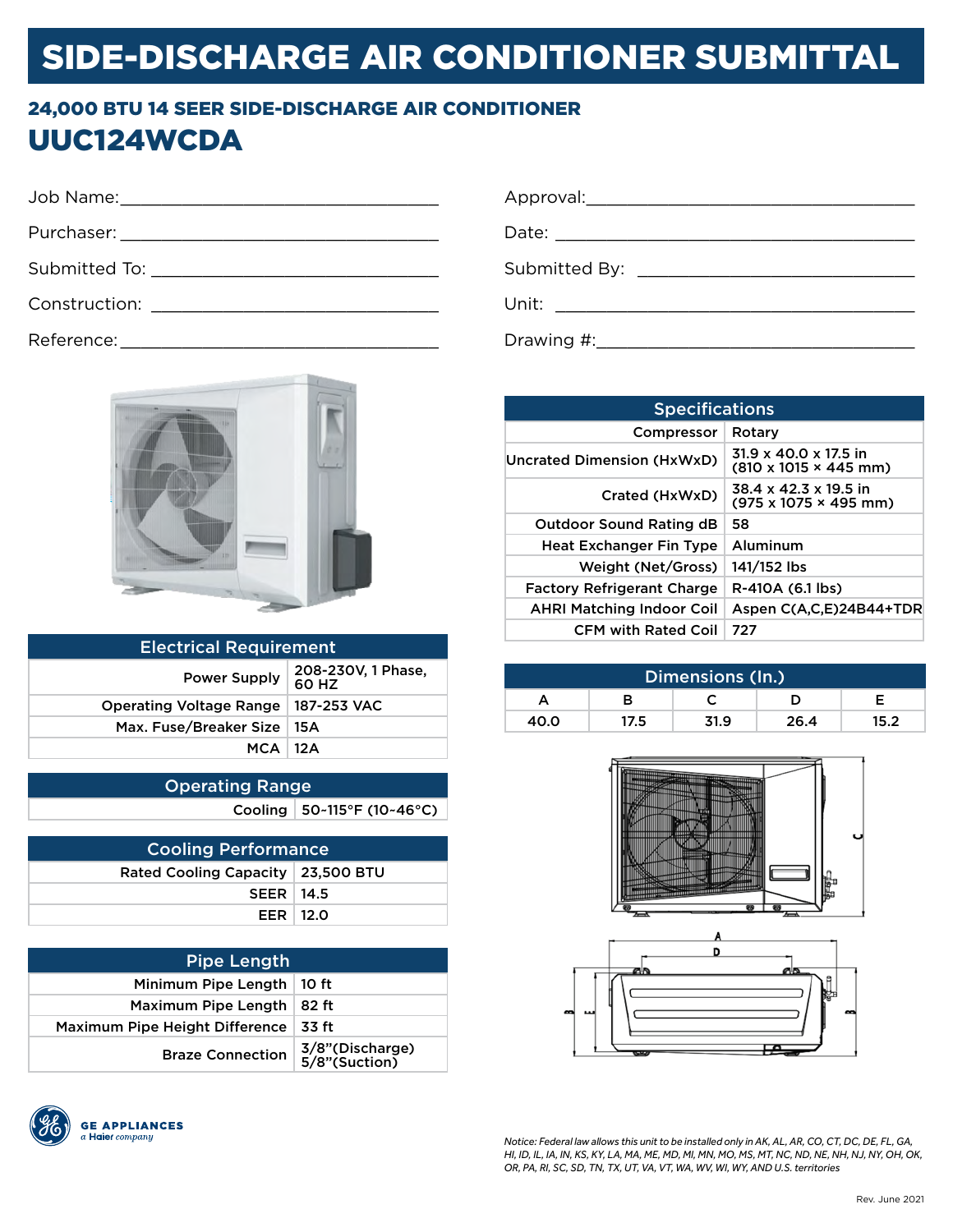# SIDE-DISCHARGE AIR CONDITIONER SUBMITTAL

## 24,000 BTU 14 SEER SIDE-DISCHARGE AIR CONDITIONER

## UUC124WCDA

Job Name:___________________________________

Purchaser: __________________________________

Submitted To: _______________________________

Construction: _______________________________

Reference:__________________________________

Approval:___________________________________

Date: ______________________________________

Submitted By: _______________________________

Unit: ______________________________________

Drawing #:__________________________________

| Electrical Requirement | |
|---|---|
| Power Supply | 208-230V, 1 Phase, 60 HZ |
| Operating Voltage Range | 187-253 VAC |
| Max. Fuse/Breaker Size | 15A |
| MCA | 12A |

| Operating Range | |
|---|---|
| Cooling | 50-115°F (10-46°C) |

| Cooling Performance | |
|---|---|
| Rated Cooling Capacity | 23,500 BTU |
| SEER | 14.5 |
| EER | 12.0 |

| Pipe Length | |
|---|---|
| Minimum Pipe Length | 10 ft |
| Maximum Pipe Length | 82 ft |
| Maximum Pipe Height Difference | 33 ft |
| Braze Connection | 3/8"(Discharge) 5/8"(Suction) |

| Specifications | |
|---|---|
| Compressor | Rotary |
| Uncrated Dimension (HxWxD) | 31.9 x 40.0 x 17.5 in (810 x 1015 × 445 mm) |
| Crated (HxWxD) | 38.4 x 42.3 x 19.5 in (975 x 1075 × 495 mm) |
| Outdoor Sound Rating dB | 58 |
| Heat Exchanger Fin Type | Aluminum |
| Weight (Net/Gross) | 141/152 lbs |
| Factory Refrigerant Charge | R-410A (6.1 lbs) |
| AHRI Matching Indoor Coil | Aspen C(A,C,E)24B44+TDR |
| CFM with Rated Coil | 727 |

| Dimensions (In.) | | | | |
|---|---|---|---|---|
| A | B | C | D | E |
| 40.0 | 17.5 | 31.9 | 26.4 | 15.2 |

GE APPLIANCES
*a Haier company*

*Notice: Federal law allows this unit to be installed only in AK, AL, AR, CO, CT, DC, DE, FL, GA, HI, ID, IL, IA, IN, KS, KY, LA, MA, ME, MD, MI, MN, MO, MS, MT, NC, ND, NE, NH, NJ, NY, OH, OK, OR, PA, RI, SC, SD, TN, TX, UT, VA, VT, WA, WV, WI, WY, AND U.S. territories*

Rev. June 2021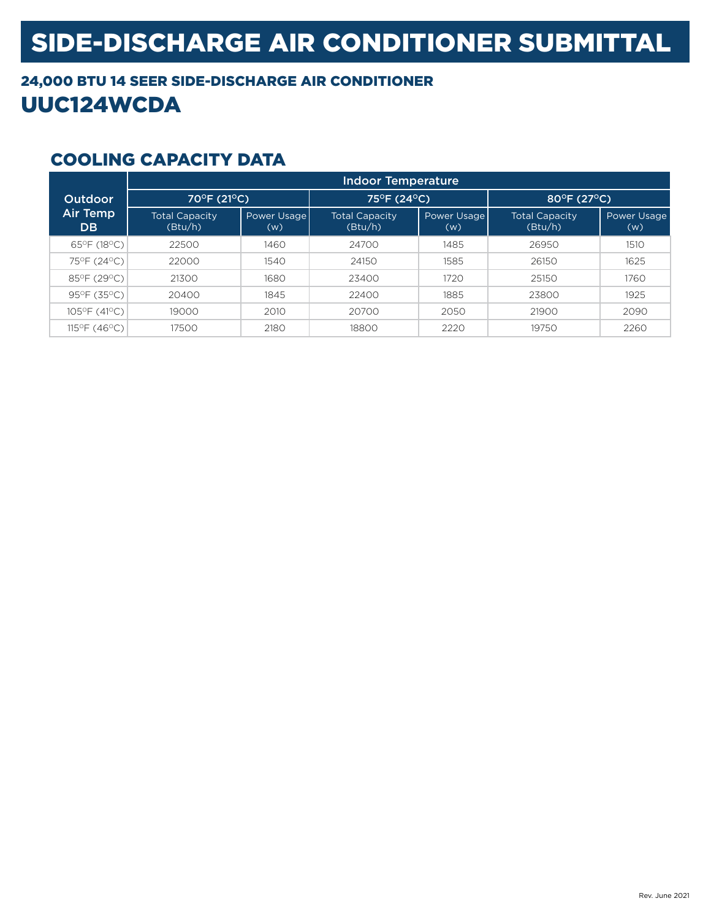# SIDE-DISCHARGE AIR CONDITIONER SUBMITTAL

## 24,000 BTU 14 SEER SIDE-DISCHARGE AIR CONDITIONER

## UUC124WCDA

### COOLING CAPACITY DATA

| Outdoor Air Temp DB | Indoor Temperature | | | | | |
|---|---|---|---|---|---|---|
| | 70°F (21°C) | | 75°F (24°C) | | 80°F (27°C) | |
| | Total Capacity (Btu/h) | Power Usage (w) | Total Capacity (Btu/h) | Power Usage (w) | Total Capacity (Btu/h) | Power Usage (w) |
| 65°F (18°C) | 22500 | 1460 | 24700 | 1485 | 26950 | 1510 |
| 75°F (24°C) | 22000 | 1540 | 24150 | 1585 | 26150 | 1625 |
| 85°F (29°C) | 21300 | 1680 | 23400 | 1720 | 25150 | 1760 |
| 95°F (35°C) | 20400 | 1845 | 22400 | 1885 | 23800 | 1925 |
| 105°F (41°C) | 19000 | 2010 | 20700 | 2050 | 21900 | 2090 |
| 115°F (46°C) | 17500 | 2180 | 18800 | 2220 | 19750 | 2260 |

Rev. June 2021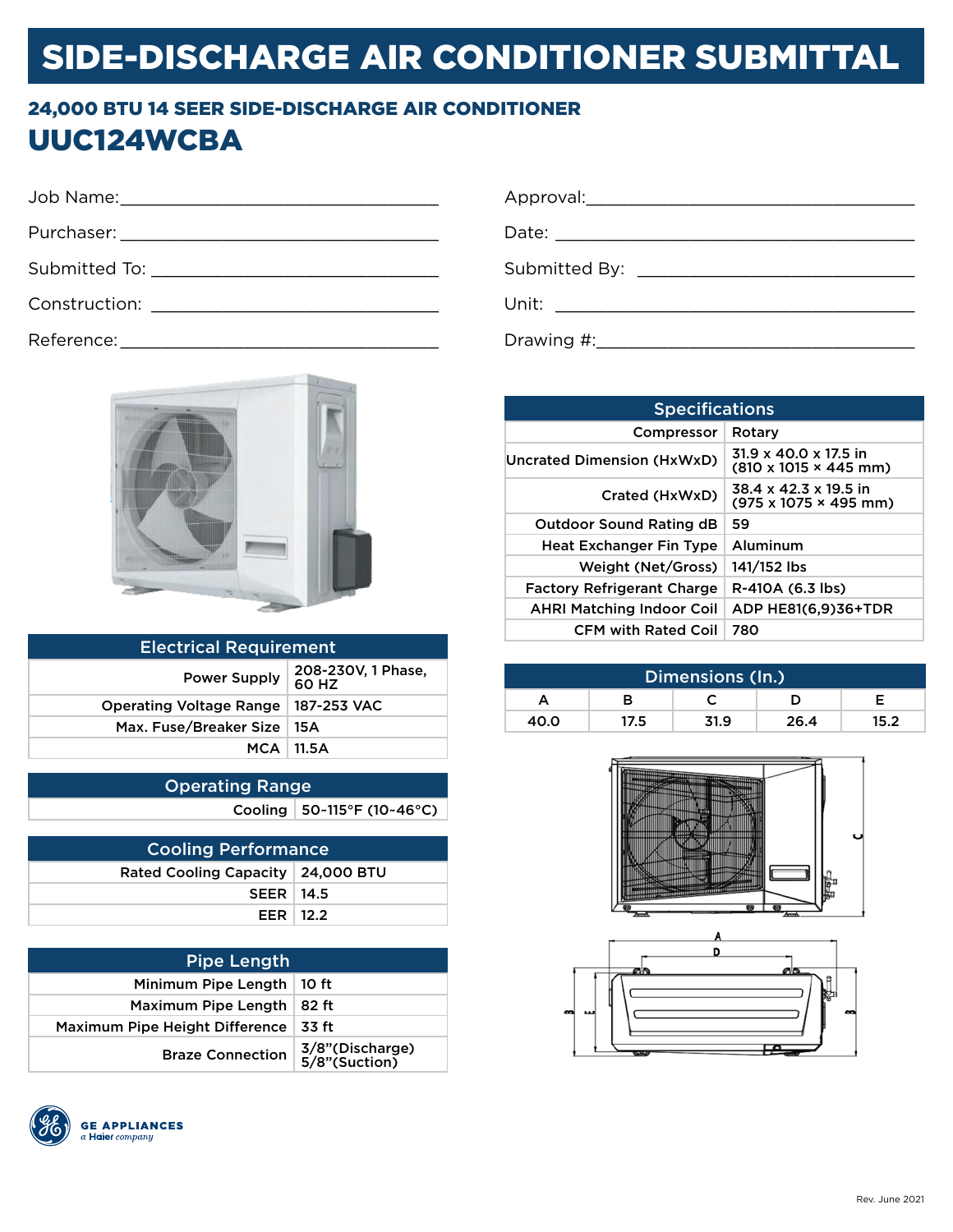# SIDE-DISCHARGE AIR CONDITIONER SUBMITTAL

## 24,000 BTU 14 SEER SIDE-DISCHARGE AIR CONDITIONER

## UUC124WCBA

Job Name:___________________________________

Purchaser: __________________________________

Submitted To: ________________________________

Construction: ________________________________

Reference:___________________________________

Approval:____________________________________

Date: _______________________________________

Submitted By: ________________________________

Unit: _______________________________________

Drawing #:___________________________________

| Specifications | |
|---|---|
| Compressor | Rotary |
| Uncrated Dimension (HxWxD) | 31.9 x 40.0 x 17.5 in (810 x 1015 × 445 mm) |
| Crated (HxWxD) | 38.4 x 42.3 x 19.5 in (975 x 1075 × 495 mm) |
| Outdoor Sound Rating dB | 59 |
| Heat Exchanger Fin Type | Aluminum |
| Weight (Net/Gross) | 141/152 lbs |
| Factory Refrigerant Charge | R-410A (6.3 lbs) |
| AHRI Matching Indoor Coil | ADP HE81(6,9)36+TDR |
| CFM with Rated Coil | 780 |

| Electrical Requirement | |
|---|---|
| Power Supply | 208-230V, 1 Phase, 60 HZ |
| Operating Voltage Range | 187-253 VAC |
| Max. Fuse/Breaker Size | 15A |
| MCA | 11.5A |

| Dimensions (In.) | | | | |
|---|---|---|---|---|
| A | B | C | D | E |
| 40.0 | 17.5 | 31.9 | 26.4 | 15.2 |

| Operating Range | |
|---|---|
| Cooling | 50-115°F (10-46°C) |

| Cooling Performance | |
|---|---|
| Rated Cooling Capacity | 24,000 BTU |
| SEER | 14.5 |
| EER | 12.2 |

| Pipe Length | |
|---|---|
| Minimum Pipe Length | 10 ft |
| Maximum Pipe Length | 82 ft |
| Maximum Pipe Height Difference | 33 ft |
| Braze Connection | 3/8"(Discharge) 5/8"(Suction) |

GE APPLIANCES
*a Haier company*

Rev. June 2021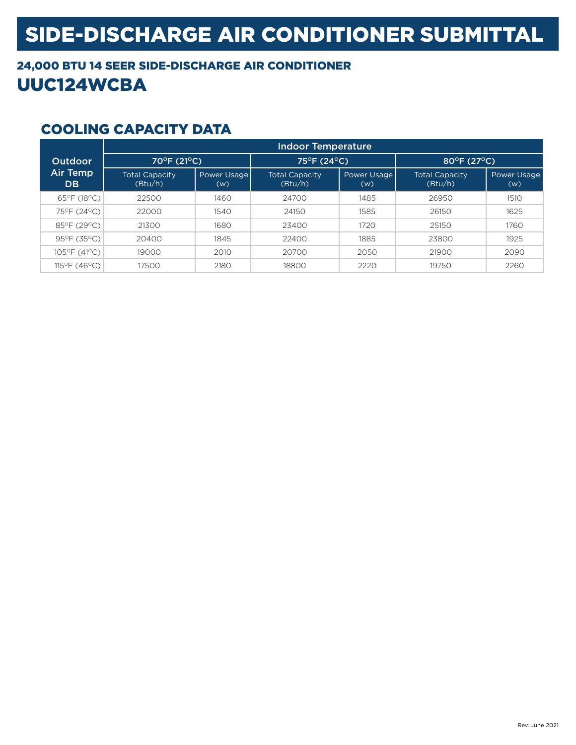# SIDE-DISCHARGE AIR CONDITIONER SUBMITTAL

## 24,000 BTU 14 SEER SIDE-DISCHARGE AIR CONDITIONER

## UUC124WCBA

### COOLING CAPACITY DATA

| Outdoor Air Temp DB | Indoor Temperature | | | | | |
|---|---|---|---|---|---|---|
| | 70°F (21°C) | | 75°F (24°C) | | 80°F (27°C) | |
| | Total Capacity (Btu/h) | Power Usage (w) | Total Capacity (Btu/h) | Power Usage (w) | Total Capacity (Btu/h) | Power Usage (w) |
| 65°F (18°C) | 22500 | 1460 | 24700 | 1485 | 26950 | 1510 |
| 75°F (24°C) | 22000 | 1540 | 24150 | 1585 | 26150 | 1625 |
| 85°F (29°C) | 21300 | 1680 | 23400 | 1720 | 25150 | 1760 |
| 95°F (35°C) | 20400 | 1845 | 22400 | 1885 | 23800 | 1925 |
| 105°F (41°C) | 19000 | 2010 | 20700 | 2050 | 21900 | 2090 |
| 115°F (46°C) | 17500 | 2180 | 18800 | 2220 | 19750 | 2260 |

Rev. June 2021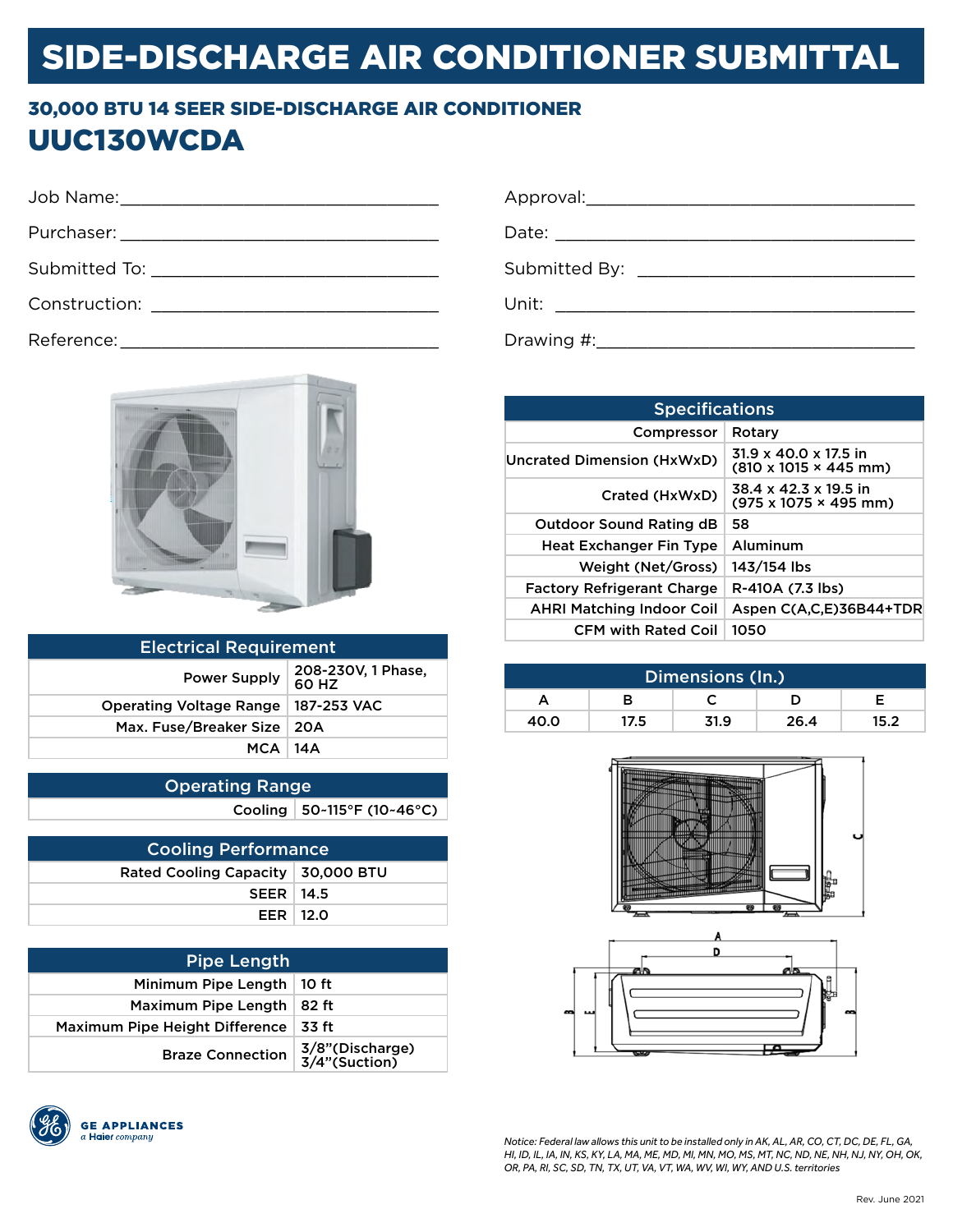# SIDE-DISCHARGE AIR CONDITIONER SUBMITTAL

## 30,000 BTU 14 SEER SIDE-DISCHARGE AIR CONDITIONER

## UUC130WCDA

Job Name:___________________________________

Purchaser: __________________________________

Submitted To: _______________________________

Construction: _______________________________

Reference:___________________________________

Approval:____________________________________

Date: _______________________________________

Submitted By: _______________________________

Unit: _______________________________________

Drawing #:___________________________________

| Electrical Requirement | |
|---|---|
| Power Supply | 208-230V, 1 Phase, 60 HZ |
| Operating Voltage Range | 187-253 VAC |
| Max. Fuse/Breaker Size | 20A |
| MCA | 14A |

| Operating Range | |
|---|---|
| Cooling | 50-115°F (10-46°C) |

| Cooling Performance | |
|---|---|
| Rated Cooling Capacity | 30,000 BTU |
| SEER | 14.5 |
| EER | 12.0 |

| Pipe Length | |
|---|---|
| Minimum Pipe Length | 10 ft |
| Maximum Pipe Length | 82 ft |
| Maximum Pipe Height Difference | 33 ft |
| Braze Connection | 3/8"(Discharge) 3/4"(Suction) |

| Specifications | |
|---|---|
| Compressor | Rotary |
| Uncrated Dimension (HxWxD) | 31.9 x 40.0 x 17.5 in (810 x 1015 × 445 mm) |
| Crated (HxWxD) | 38.4 x 42.3 x 19.5 in (975 x 1075 × 495 mm) |
| Outdoor Sound Rating dB | 58 |
| Heat Exchanger Fin Type | Aluminum |
| Weight (Net/Gross) | 143/154 lbs |
| Factory Refrigerant Charge | R-410A (7.3 lbs) |
| AHRI Matching Indoor Coil | Aspen C(A,C,E)36B44+TDR |
| CFM with Rated Coil | 1050 |

| Dimensions (In.) | | | | |
|---|---|---|---|---|
| A | B | C | D | E |
| 40.0 | 17.5 | 31.9 | 26.4 | 15.2 |

GE APPLIANCES
*a Haier company*

*Notice: Federal law allows this unit to be installed only in AK, AL, AR, CO, CT, DC, DE, FL, GA, HI, ID, IL, IA, IN, KS, KY, LA, MA, ME, MD, MI, MN, MO, MS, MT, NC, ND, NE, NH, NJ, NY, OH, OK, OR, PA, RI, SC, SD, TN, TX, UT, VA, VT, WA, WV, WI, WY, AND U.S. territories*

Rev. June 2021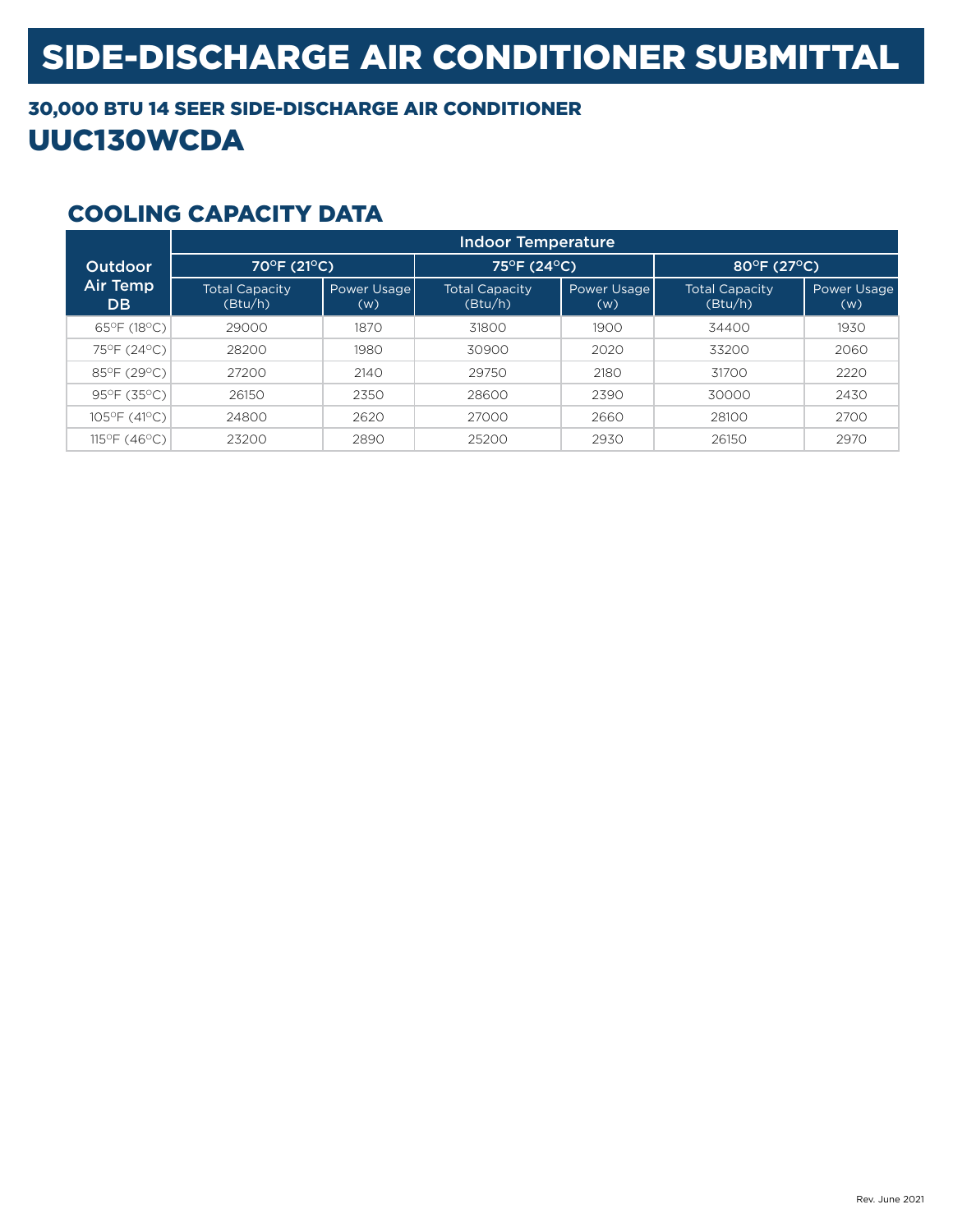# SIDE-DISCHARGE AIR CONDITIONER SUBMITTAL

## 30,000 BTU 14 SEER SIDE-DISCHARGE AIR CONDITIONER

## UUC130WCDA

### COOLING CAPACITY DATA

| Outdoor Air Temp DB | Indoor Temperature | | | | | |
|---|---|---|---|---|---|---|
| | 70°F (21°C) | | 75°F (24°C) | | 80°F (27°C) | |
| | Total Capacity (Btu/h) | Power Usage (w) | Total Capacity (Btu/h) | Power Usage (w) | Total Capacity (Btu/h) | Power Usage (w) |
| 65°F (18°C) | 29000 | 1870 | 31800 | 1900 | 34400 | 1930 |
| 75°F (24°C) | 28200 | 1980 | 30900 | 2020 | 33200 | 2060 |
| 85°F (29°C) | 27200 | 2140 | 29750 | 2180 | 31700 | 2220 |
| 95°F (35°C) | 26150 | 2350 | 28600 | 2390 | 30000 | 2430 |
| 105°F (41°C) | 24800 | 2620 | 27000 | 2660 | 28100 | 2700 |
| 115°F (46°C) | 23200 | 2890 | 25200 | 2930 | 26150 | 2970 |

Rev. June 2021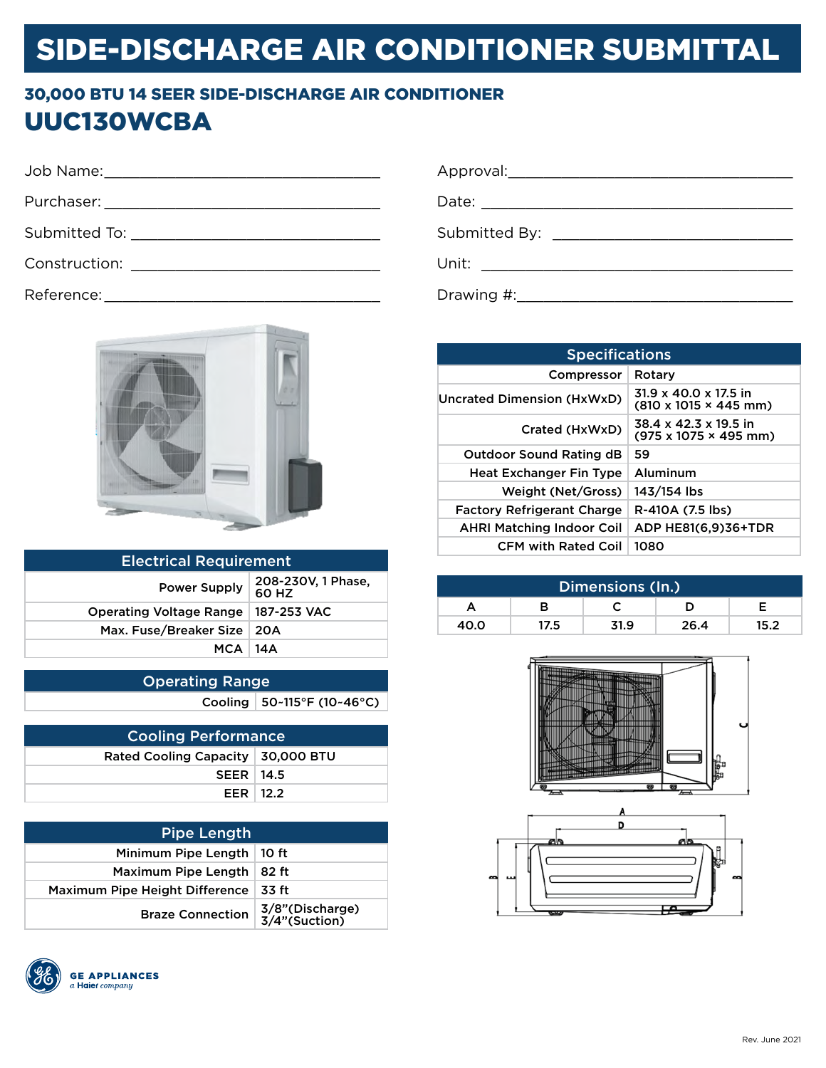# SIDE-DISCHARGE AIR CONDITIONER SUBMITTAL

### 30,000 BTU 14 SEER SIDE-DISCHARGE AIR CONDITIONER

## UUC130WCBA

Job Name: ______________________________

Purchaser: ______________________________

Submitted To: ______________________________

Construction: ______________________________

Reference: ______________________________

Approval: ______________________________

Date: ______________________________

Submitted By: ______________________________

Unit: ______________________________

Drawing #: ______________________________

| Electrical Requirement | |
|---|---|
| Power Supply | 208-230V, 1 Phase, 60 HZ |
| Operating Voltage Range | 187-253 VAC |
| Max. Fuse/Breaker Size | 20A |
| MCA | 14A |

| Operating Range | |
|---|---|
| Cooling | 50-115°F (10-46°C) |

| Cooling Performance | |
|---|---|
| Rated Cooling Capacity | 30,000 BTU |
| SEER | 14.5 |
| EER | 12.2 |

| Pipe Length | |
|---|---|
| Minimum Pipe Length | 10 ft |
| Maximum Pipe Length | 82 ft |
| Maximum Pipe Height Difference | 33 ft |
| Braze Connection | 3/8"(Discharge) 3/4"(Suction) |

| Specifications | |
|---|---|
| Compressor | Rotary |
| Uncrated Dimension (HxWxD) | 31.9 x 40.0 x 17.5 in (810 x 1015 × 445 mm) |
| Crated (HxWxD) | 38.4 x 42.3 x 19.5 in (975 x 1075 × 495 mm) |
| Outdoor Sound Rating dB | 59 |
| Heat Exchanger Fin Type | Aluminum |
| Weight (Net/Gross) | 143/154 lbs |
| Factory Refrigerant Charge | R-410A (7.5 lbs) |
| AHRI Matching Indoor Coil | ADP HE81(6,9)36+TDR |
| CFM with Rated Coil | 1080 |

| Dimensions (In.) | | | | |
|---|---|---|---|---|
| A | B | C | D | E |
| 40.0 | 17.5 | 31.9 | 26.4 | 15.2 |

GE APPLIANCES
*a Haier company*

Rev. June 2021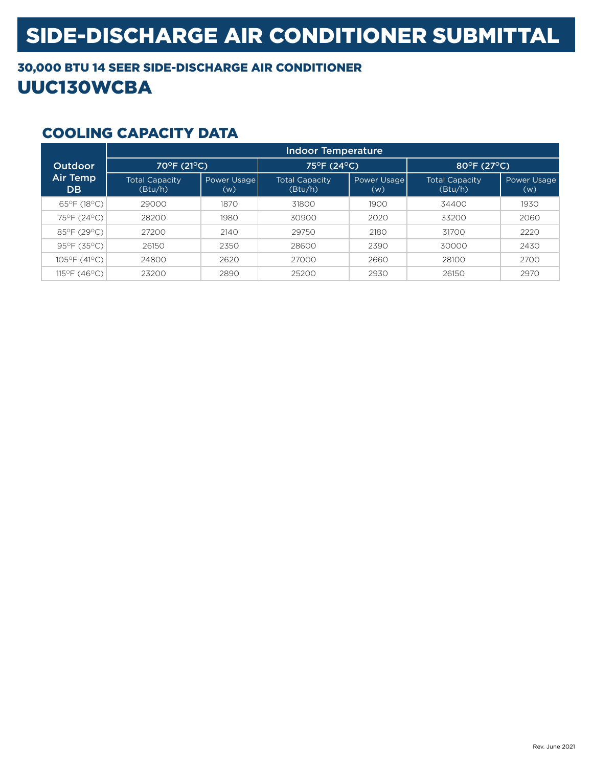# SIDE-DISCHARGE AIR CONDITIONER SUBMITTAL

## 30,000 BTU 14 SEER SIDE-DISCHARGE AIR CONDITIONER

## UUC130WCBA

### COOLING CAPACITY DATA

| Outdoor Air Temp DB | Indoor Temperature | | | | | |
|---|---|---|---|---|---|---|
| | 70°F (21°C) | | 75°F (24°C) | | 80°F (27°C) | |
| | Total Capacity (Btu/h) | Power Usage (w) | Total Capacity (Btu/h) | Power Usage (w) | Total Capacity (Btu/h) | Power Usage (w) |
| 65°F (18°C) | 29000 | 1870 | 31800 | 1900 | 34400 | 1930 |
| 75°F (24°C) | 28200 | 1980 | 30900 | 2020 | 33200 | 2060 |
| 85°F (29°C) | 27200 | 2140 | 29750 | 2180 | 31700 | 2220 |
| 95°F (35°C) | 26150 | 2350 | 28600 | 2390 | 30000 | 2430 |
| 105°F (41°C) | 24800 | 2620 | 27000 | 2660 | 28100 | 2700 |
| 115°F (46°C) | 23200 | 2890 | 25200 | 2930 | 26150 | 2970 |

Rev. June 2021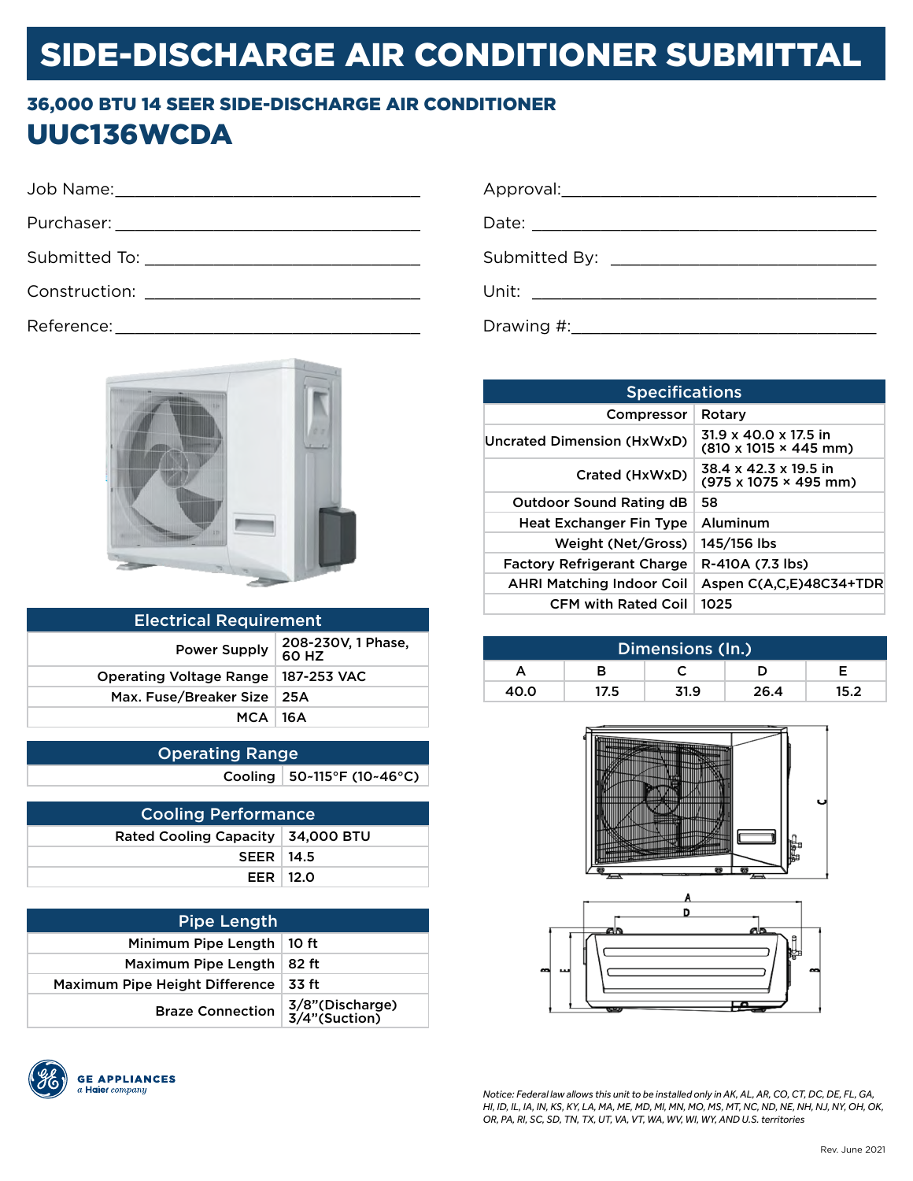# SIDE-DISCHARGE AIR CONDITIONER SUBMITTAL

## 36,000 BTU 14 SEER SIDE-DISCHARGE AIR CONDITIONER

## UUC136WCDA

Job Name:___________________________________

Purchaser: __________________________________

Submitted To: _______________________________

Construction: _______________________________

Reference:___________________________________

Approval:____________________________________

Date: _______________________________________

Submitted By: _______________________________

Unit: _______________________________________

Drawing #:___________________________________

| Electrical Requirement | |
|---|---|
| Power Supply | 208-230V, 1 Phase, 60 HZ |
| Operating Voltage Range | 187-253 VAC |
| Max. Fuse/Breaker Size | 25A |
| MCA | 16A |

| Operating Range | |
|---|---|
| Cooling | 50-115°F (10-46°C) |

| Cooling Performance | |
|---|---|
| Rated Cooling Capacity | 34,000 BTU |
| SEER | 14.5 |
| EER | 12.0 |

| Pipe Length | |
|---|---|
| Minimum Pipe Length | 10 ft |
| Maximum Pipe Length | 82 ft |
| Maximum Pipe Height Difference | 33 ft |
| Braze Connection | 3/8"(Discharge) 3/4"(Suction) |

| Specifications | |
|---|---|
| Compressor | Rotary |
| Uncrated Dimension (HxWxD) | 31.9 x 40.0 x 17.5 in (810 x 1015 × 445 mm) |
| Crated (HxWxD) | 38.4 x 42.3 x 19.5 in (975 x 1075 × 495 mm) |
| Outdoor Sound Rating dB | 58 |
| Heat Exchanger Fin Type | Aluminum |
| Weight (Net/Gross) | 145/156 lbs |
| Factory Refrigerant Charge | R-410A (7.3 lbs) |
| AHRI Matching Indoor Coil | Aspen C(A,C,E)48C34+TDR |
| CFM with Rated Coil | 1025 |

| Dimensions (In.) | | | | |
|---|---|---|---|---|
| A | B | C | D | E |
| 40.0 | 17.5 | 31.9 | 26.4 | 15.2 |

GE APPLIANCES
*a Haier company*

*Notice: Federal law allows this unit to be installed only in AK, AL, AR, CO, CT, DC, DE, FL, GA, HI, ID, IL, IA, IN, KS, KY, LA, MA, ME, MD, MI, MN, MO, MS, MT, NC, ND, NE, NH, NJ, NY, OH, OK, OR, PA, RI, SC, SD, TN, TX, UT, VA, VT, WA, WV, WI, WY, AND U.S. territories*

Rev. June 2021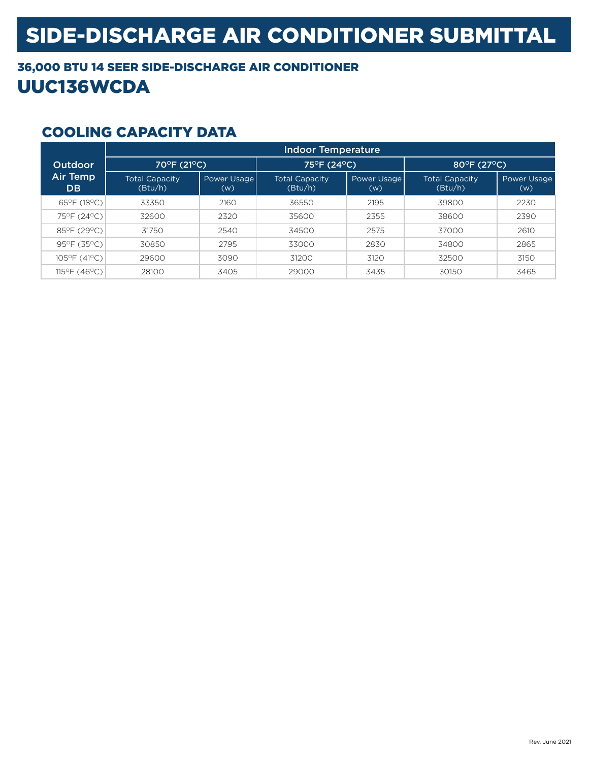# SIDE-DISCHARGE AIR CONDITIONER SUBMITTAL

## 36,000 BTU 14 SEER SIDE-DISCHARGE AIR CONDITIONER

## UUC136WCDA

### COOLING CAPACITY DATA

| Outdoor Air Temp DB | Indoor Temperature | | | | | |
|---|---|---|---|---|---|---|
| | 70°F (21°C) | | 75°F (24°C) | | 80°F (27°C) | |
| | Total Capacity (Btu/h) | Power Usage (w) | Total Capacity (Btu/h) | Power Usage (w) | Total Capacity (Btu/h) | Power Usage (w) |
| 65°F (18°C) | 33350 | 2160 | 36550 | 2195 | 39800 | 2230 |
| 75°F (24°C) | 32600 | 2320 | 35600 | 2355 | 38600 | 2390 |
| 85°F (29°C) | 31750 | 2540 | 34500 | 2575 | 37000 | 2610 |
| 95°F (35°C) | 30850 | 2795 | 33000 | 2830 | 34800 | 2865 |
| 105°F (41°C) | 29600 | 3090 | 31200 | 3120 | 32500 | 3150 |
| 115°F (46°C) | 28100 | 3405 | 29000 | 3435 | 30150 | 3465 |

Rev. June 2021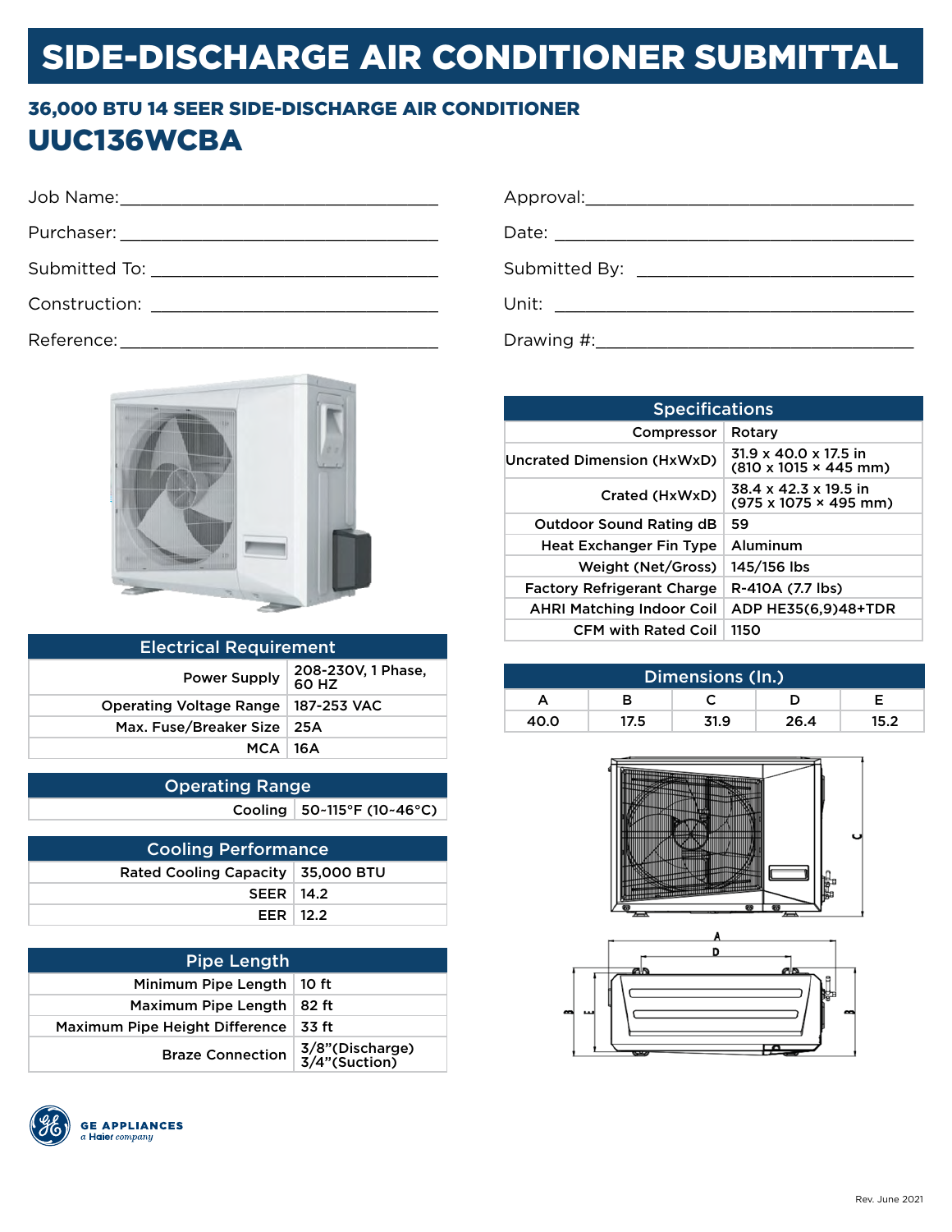# SIDE-DISCHARGE AIR CONDITIONER SUBMITTAL

## 36,000 BTU 14 SEER SIDE-DISCHARGE AIR CONDITIONER

# UUC136WCBA

Job Name:___________________________________

Purchaser: ___________________________________

Submitted To: ________________________________

Construction: ________________________________

Reference:___________________________________

Approval:___________________________________

Date: ______________________________________

Submitted By: ________________________________

Unit: ______________________________________

Drawing #:__________________________________

| Electrical Requirement | |
|---|---|
| Power Supply | 208-230V, 1 Phase, 60 HZ |
| Operating Voltage Range | 187-253 VAC |
| Max. Fuse/Breaker Size | 25A |
| MCA | 16A |

| Operating Range | |
|---|---|
| Cooling | 50-115°F (10-46°C) |

| Cooling Performance | |
|---|---|
| Rated Cooling Capacity | 35,000 BTU |
| SEER | 14.2 |
| EER | 12.2 |

| Pipe Length | |
|---|---|
| Minimum Pipe Length | 10 ft |
| Maximum Pipe Length | 82 ft |
| Maximum Pipe Height Difference | 33 ft |
| Braze Connection | 3/8"(Discharge) 3/4"(Suction) |

| Specifications | |
|---|---|
| Compressor | Rotary |
| Uncrated Dimension (HxWxD) | 31.9 x 40.0 x 17.5 in (810 x 1015 × 445 mm) |
| Crated (HxWxD) | 38.4 x 42.3 x 19.5 in (975 x 1075 × 495 mm) |
| Outdoor Sound Rating dB | 59 |
| Heat Exchanger Fin Type | Aluminum |
| Weight (Net/Gross) | 145/156 lbs |
| Factory Refrigerant Charge | R-410A (7.7 lbs) |
| AHRI Matching Indoor Coil | ADP HE35(6,9)48+TDR |
| CFM with Rated Coil | 1150 |

| Dimensions (In.) | | | | |
|---|---|---|---|---|
| A | B | C | D | E |
| 40.0 | 17.5 | 31.9 | 26.4 | 15.2 |

GE APPLIANCES
a Haier company

Rev. June 2021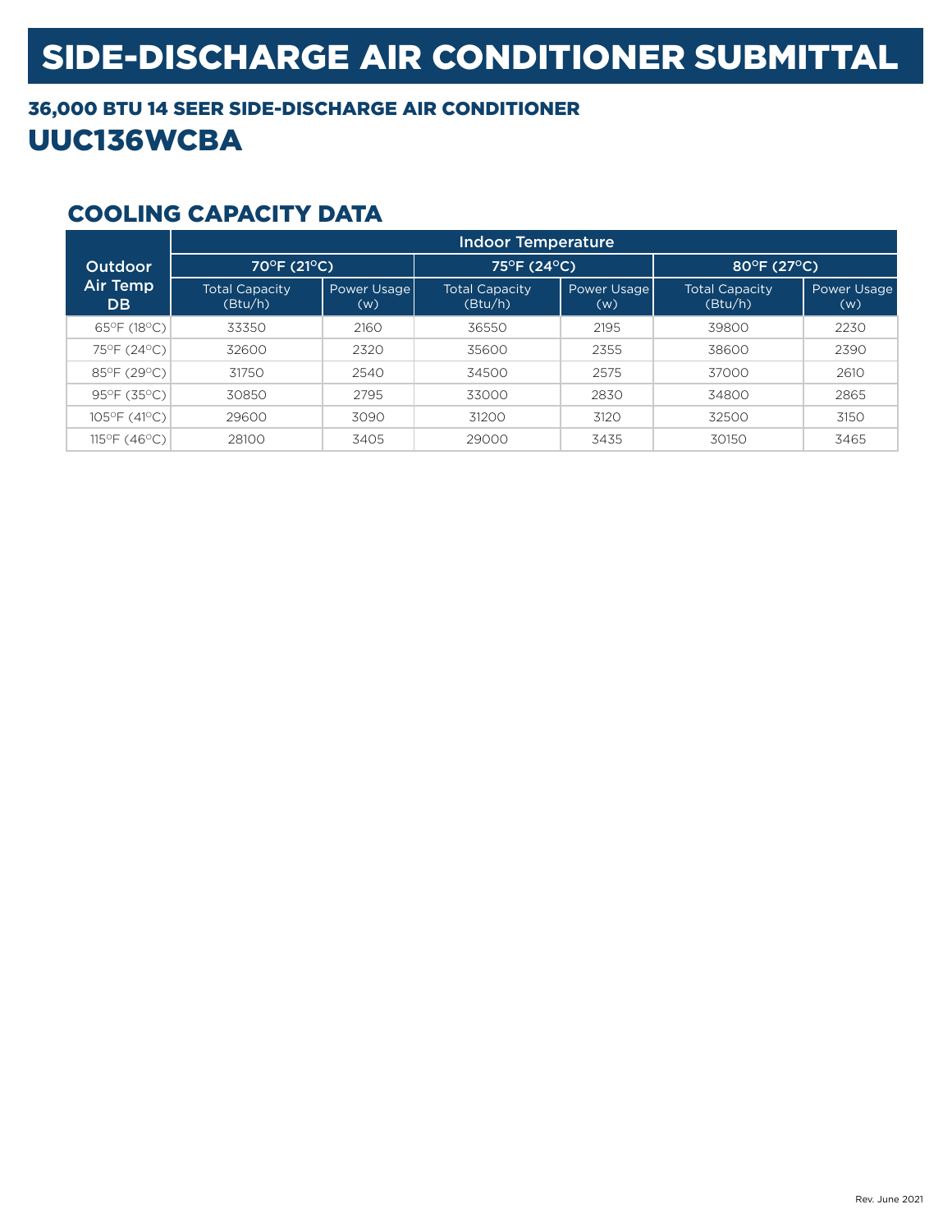# SIDE-DISCHARGE AIR CONDITIONER SUBMITTAL

### 36,000 BTU 14 SEER SIDE-DISCHARGE AIR CONDITIONER

## UUC136WCBA

### COOLING CAPACITY DATA

| Outdoor Air Temp DB | Indoor Temperature | | | | | |
|---|---|---|---|---|---|---|
| | 70°F (21°C) | | 75°F (24°C) | | 80°F (27°C) | |
| | Total Capacity (Btu/h) | Power Usage (w) | Total Capacity (Btu/h) | Power Usage (w) | Total Capacity (Btu/h) | Power Usage (w) |
| 65°F (18°C) | 33350 | 2160 | 36550 | 2195 | 39800 | 2230 |
| 75°F (24°C) | 32600 | 2320 | 35600 | 2355 | 38600 | 2390 |
| 85°F (29°C) | 31750 | 2540 | 34500 | 2575 | 37000 | 2610 |
| 95°F (35°C) | 30850 | 2795 | 33000 | 2830 | 34800 | 2865 |
| 105°F (41°C) | 29600 | 3090 | 31200 | 3120 | 32500 | 3150 |
| 115°F (46°C) | 28100 | 3405 | 29000 | 3435 | 30150 | 3465 |

Rev. June 2021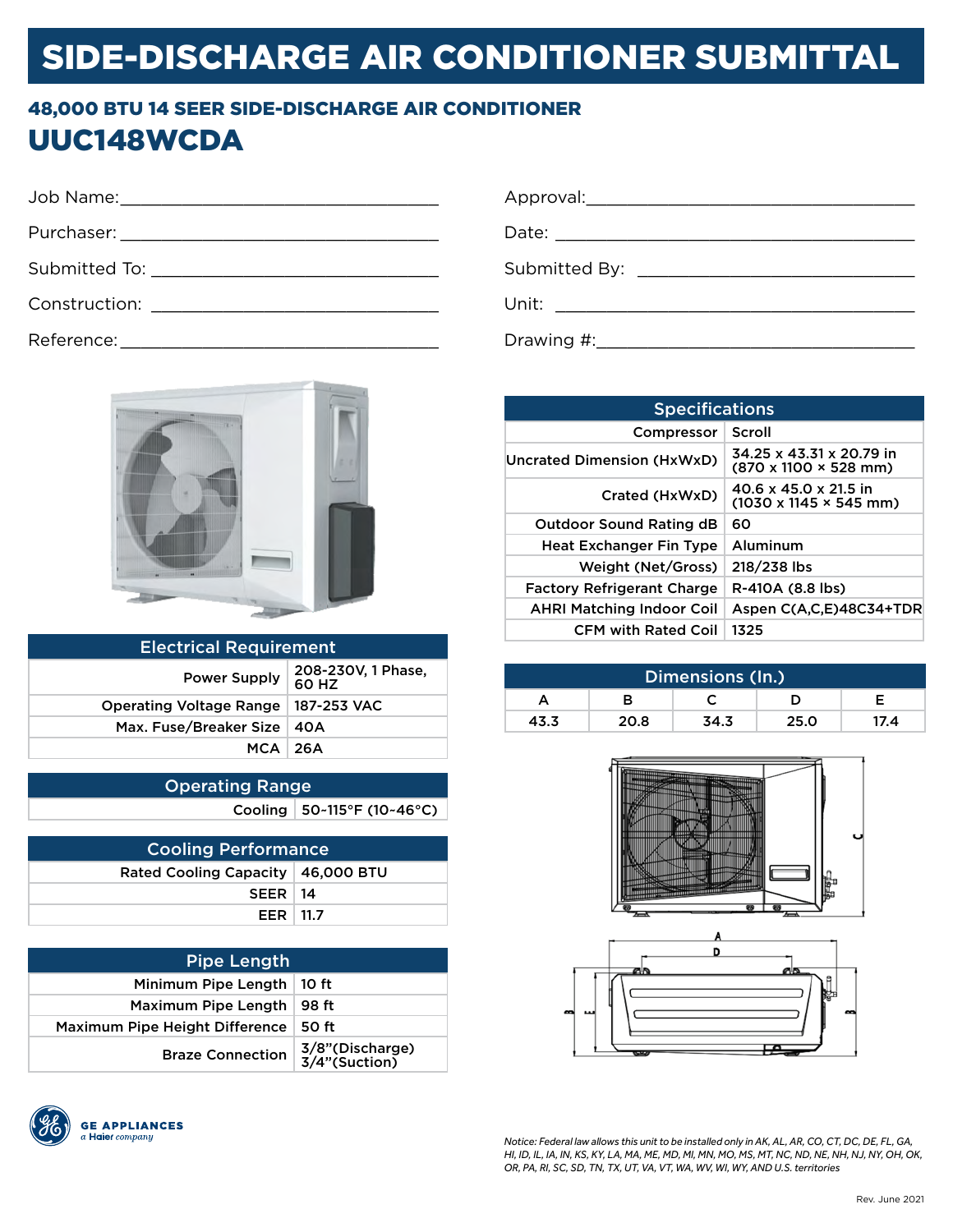# SIDE-DISCHARGE AIR CONDITIONER SUBMITTAL

## 48,000 BTU 14 SEER SIDE-DISCHARGE AIR CONDITIONER

## UUC148WCDA

Job Name:___________________________

Purchaser: ___________________________

Submitted To: ___________________________

Construction: ___________________________

Reference:___________________________

Approval:___________________________

Date: ___________________________

Submitted By: ___________________________

Unit: ___________________________

Drawing #:___________________________

| Electrical Requirement | |
|---|---|
| Power Supply | 208-230V, 1 Phase, 60 HZ |
| Operating Voltage Range | 187-253 VAC |
| Max. Fuse/Breaker Size | 40A |
| MCA | 26A |

| Operating Range | |
|---|---|
| Cooling | 50-115°F (10-46°C) |

| Cooling Performance | |
|---|---|
| Rated Cooling Capacity | 46,000 BTU |
| SEER | 14 |
| EER | 11.7 |

| Pipe Length | |
|---|---|
| Minimum Pipe Length | 10 ft |
| Maximum Pipe Length | 98 ft |
| Maximum Pipe Height Difference | 50 ft |
| Braze Connection | 3/8"(Discharge) 3/4"(Suction) |

| Specifications | |
|---|---|
| Compressor | Scroll |
| Uncrated Dimension (HxWxD) | 34.25 x 43.31 x 20.79 in (870 x 1100 × 528 mm) |
| Crated (HxWxD) | 40.6 x 45.0 x 21.5 in (1030 x 1145 × 545 mm) |
| Outdoor Sound Rating dB | 60 |
| Heat Exchanger Fin Type | Aluminum |
| Weight (Net/Gross) | 218/238 lbs |
| Factory Refrigerant Charge | R-410A (8.8 lbs) |
| AHRI Matching Indoor Coil | Aspen C(A,C,E)48C34+TDR |
| CFM with Rated Coil | 1325 |

| Dimensions (In.) | | | | |
|---|---|---|---|---|
| A | B | C | D | E |
| 43.3 | 20.8 | 34.3 | 25.0 | 17.4 |

GE APPLIANCES
*a Haier company*

*Notice: Federal law allows this unit to be installed only in AK, AL, AR, CO, CT, DC, DE, FL, GA, HI, ID, IL, IA, IN, KS, KY, LA, MA, ME, MD, MI, MN, MO, MS, MT, NC, ND, NE, NH, NJ, NY, OH, OK, OR, PA, RI, SC, SD, TN, TX, UT, VA, VT, WA, WV, WI, WY, AND U.S. territories*

Rev. June 2021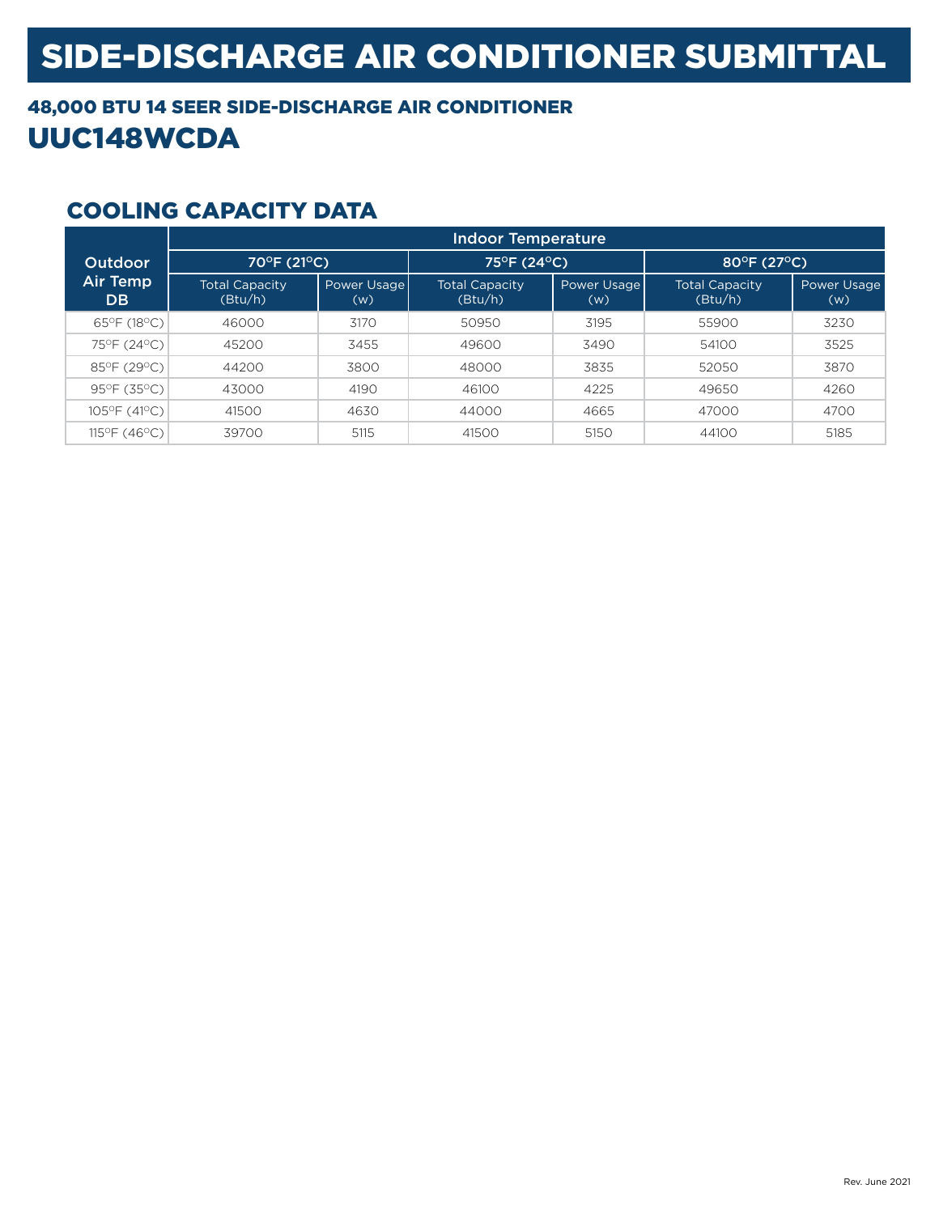# SIDE-DISCHARGE AIR CONDITIONER SUBMITTAL

### 48,000 BTU 14 SEER SIDE-DISCHARGE AIR CONDITIONER

## UUC148WCDA

## COOLING CAPACITY DATA

| Outdoor Air Temp DB | Indoor Temperature | | | | | |
|---|---|---|---|---|---|---|
| | 70°F (21°C) | | 75°F (24°C) | | 80°F (27°C) | |
| | Total Capacity (Btu/h) | Power Usage (w) | Total Capacity (Btu/h) | Power Usage (w) | Total Capacity (Btu/h) | Power Usage (w) |
| 65°F (18°C) | 46000 | 3170 | 50950 | 3195 | 55900 | 3230 |
| 75°F (24°C) | 45200 | 3455 | 49600 | 3490 | 54100 | 3525 |
| 85°F (29°C) | 44200 | 3800 | 48000 | 3835 | 52050 | 3870 |
| 95°F (35°C) | 43000 | 4190 | 46100 | 4225 | 49650 | 4260 |
| 105°F (41°C) | 41500 | 4630 | 44000 | 4665 | 47000 | 4700 |
| 115°F (46°C) | 39700 | 5115 | 41500 | 5150 | 44100 | 5185 |

Rev. June 2021